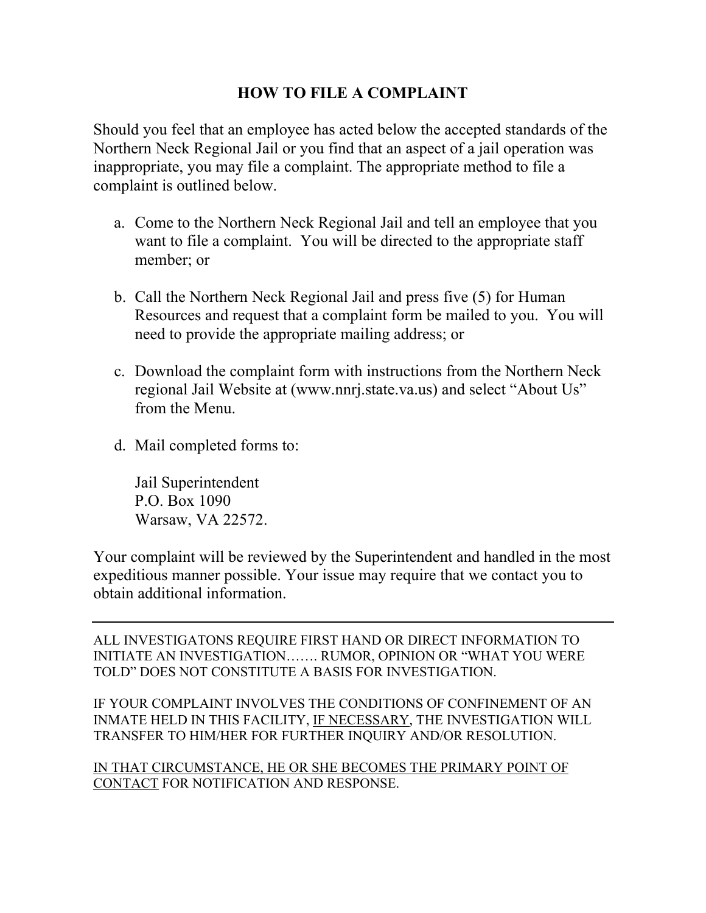# HOW TO FILE A COMPLAINT

Should you feel that an employee has acted below the accepted standards of the Northern Neck Regional Jail or you find that an aspect of a jail operation was inappropriate, you may file a complaint. The appropriate method to file a complaint is outlined below.

a. Come to the Northern Neck Regional Jail and tell an employee that you want to file a complaint. You will be directed to the appropriate staff member; or

b. Call the Northern Neck Regional Jail and press five (5) for Human Resources and request that a complaint form be mailed to you. You will need to provide the appropriate mailing address; or

c. Download the complaint form with instructions from the Northern Neck regional Jail Website at (www.nnrj.state.va.us) and select "About Us" from the Menu.

d. Mail completed forms to:

   Jail Superintendent
   P.O. Box 1090
   Warsaw, VA 22572.

Your complaint will be reviewed by the Superintendent and handled in the most expeditious manner possible. Your issue may require that we contact you to obtain additional information.

---

ALL INVESTIGATONS REQUIRE FIRST HAND OR DIRECT INFORMATION TO INITIATE AN INVESTIGATION……. RUMOR, OPINION OR "WHAT YOU WERE TOLD" DOES NOT CONSTITUTE A BASIS FOR INVESTIGATION.

IF YOUR COMPLAINT INVOLVES THE CONDITIONS OF CONFINEMENT OF AN INMATE HELD IN THIS FACILITY, <u>IF NECESSARY</u>, THE INVESTIGATION WILL TRANSFER TO HIM/HER FOR FURTHER INQUIRY AND/OR RESOLUTION.

<u>IN THAT CIRCUMSTANCE, HE OR SHE BECOMES THE PRIMARY POINT OF CONTACT</u> FOR NOTIFICATION AND RESPONSE.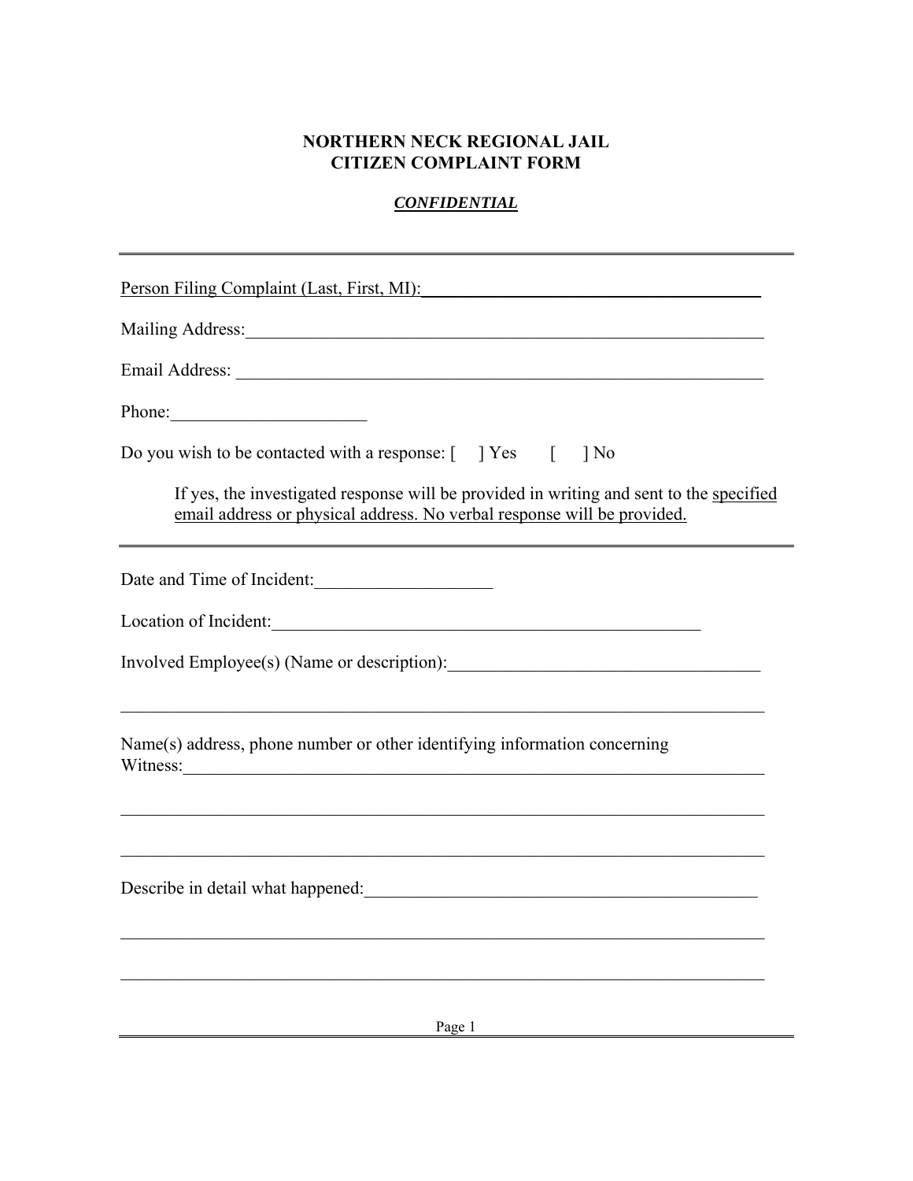**NORTHERN NECK REGIONAL JAIL**
**CITIZEN COMPLAINT FORM**

***CONFIDENTIAL***

---

Person Filing Complaint (Last, First, MI):________________________________________

Mailing Address:____________________________________________________________

Email Address: ______________________________________________________________

Phone:______________________

Do you wish to be contacted with a response: [ ] Yes [ ] No

> If yes, the investigated response will be provided in writing and sent to the specified email address or physical address. No verbal response will be provided.

---

Date and Time of Incident:____________________

Location of Incident:__________________________________________________

Involved Employee(s) (Name or description):___________________________________

__________________________________________________________________________

Name(s) address, phone number or other identifying information concerning Witness:____________________________________________________________________

__________________________________________________________________________

__________________________________________________________________________

Describe in detail what happened:______________________________________________

__________________________________________________________________________

__________________________________________________________________________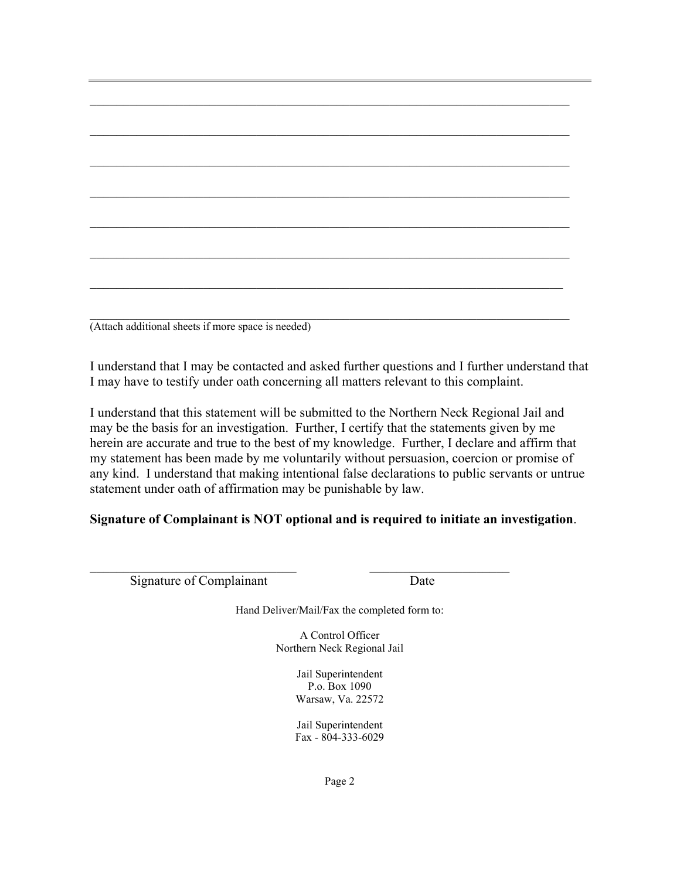---

\_\_\_\_\_\_\_\_\_\_\_\_\_\_\_\_\_\_\_\_\_\_\_\_\_\_\_\_\_\_\_\_\_\_\_\_\_\_\_\_\_\_\_\_\_\_\_\_\_\_\_\_\_\_\_\_\_\_\_\_\_\_\_\_\_\_\_\_\_\_\_\_

\_\_\_\_\_\_\_\_\_\_\_\_\_\_\_\_\_\_\_\_\_\_\_\_\_\_\_\_\_\_\_\_\_\_\_\_\_\_\_\_\_\_\_\_\_\_\_\_\_\_\_\_\_\_\_\_\_\_\_\_\_\_\_\_\_\_\_\_\_\_\_\_

\_\_\_\_\_\_\_\_\_\_\_\_\_\_\_\_\_\_\_\_\_\_\_\_\_\_\_\_\_\_\_\_\_\_\_\_\_\_\_\_\_\_\_\_\_\_\_\_\_\_\_\_\_\_\_\_\_\_\_\_\_\_\_\_\_\_\_\_\_\_\_\_

\_\_\_\_\_\_\_\_\_\_\_\_\_\_\_\_\_\_\_\_\_\_\_\_\_\_\_\_\_\_\_\_\_\_\_\_\_\_\_\_\_\_\_\_\_\_\_\_\_\_\_\_\_\_\_\_\_\_\_\_\_\_\_\_\_\_\_\_\_\_\_\_

\_\_\_\_\_\_\_\_\_\_\_\_\_\_\_\_\_\_\_\_\_\_\_\_\_\_\_\_\_\_\_\_\_\_\_\_\_\_\_\_\_\_\_\_\_\_\_\_\_\_\_\_\_\_\_\_\_\_\_\_\_\_\_\_\_\_\_\_\_\_\_\_

\_\_\_\_\_\_\_\_\_\_\_\_\_\_\_\_\_\_\_\_\_\_\_\_\_\_\_\_\_\_\_\_\_\_\_\_\_\_\_\_\_\_\_\_\_\_\_\_\_\_\_\_\_\_\_\_\_\_\_\_\_\_\_\_\_\_\_\_\_\_\_\_

\_\_\_\_\_\_\_\_\_\_\_\_\_\_\_\_\_\_\_\_\_\_\_\_\_\_\_\_\_\_\_\_\_\_\_\_\_\_\_\_\_\_\_\_\_\_\_\_\_\_\_\_\_\_\_\_\_\_\_\_\_\_\_\_\_\_\_\_\_\_\_

\_\_\_\_\_\_\_\_\_\_\_\_\_\_\_\_\_\_\_\_\_\_\_\_\_\_\_\_\_\_\_\_\_\_\_\_\_\_\_\_\_\_\_\_\_\_\_\_\_\_\_\_\_\_\_\_\_\_\_\_\_\_\_\_\_\_\_\_\_\_\_\_
(Attach additional sheets if more space is needed)

I understand that I may be contacted and asked further questions and I further understand that I may have to testify under oath concerning all matters relevant to this complaint.

I understand that this statement will be submitted to the Northern Neck Regional Jail and may be the basis for an investigation. Further, I certify that the statements given by me herein are accurate and true to the best of my knowledge. Further, I declare and affirm that my statement has been made by me voluntarily without persuasion, coercion or promise of any kind. I understand that making intentional false declarations to public servants or untrue statement under oath of affirmation may be punishable by law.

**Signature of Complainant is NOT optional and is required to initiate an investigation**.

\_\_\_\_\_\_\_\_\_\_\_\_\_\_\_\_\_\_\_\_\_\_\_\_\_\_\_\_\_\_\_\_ \_\_\_\_\_\_\_\_\_\_\_\_\_\_\_\_\_\_\_\_\_\_
Signature of Complainant Date

Hand Deliver/Mail/Fax the completed form to:

A Control Officer
Northern Neck Regional Jail

Jail Superintendent
P.o. Box 1090
Warsaw, Va. 22572

Jail Superintendent
Fax - 804-333-6029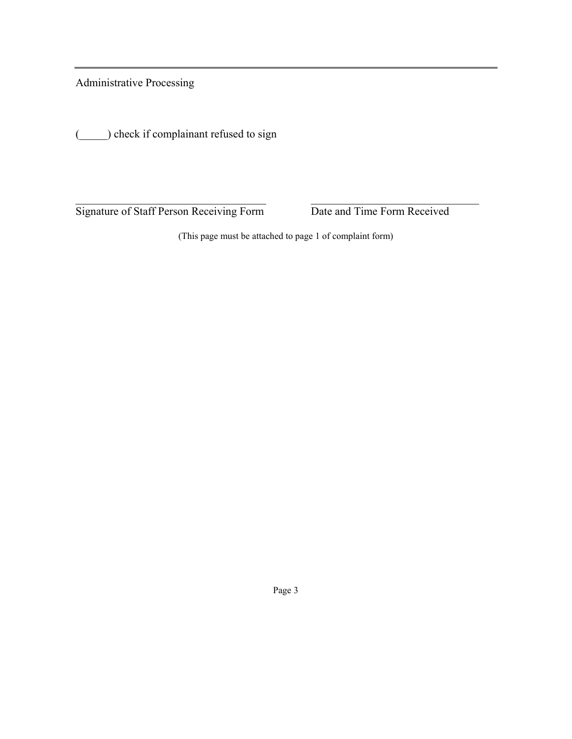---

Administrative Processing

(_____) check if complainant refused to sign

_________________________________ _________________________________

Signature of Staff Person Receiving Form | Date and Time Form Received

(This page must be attached to page 1 of complaint form)